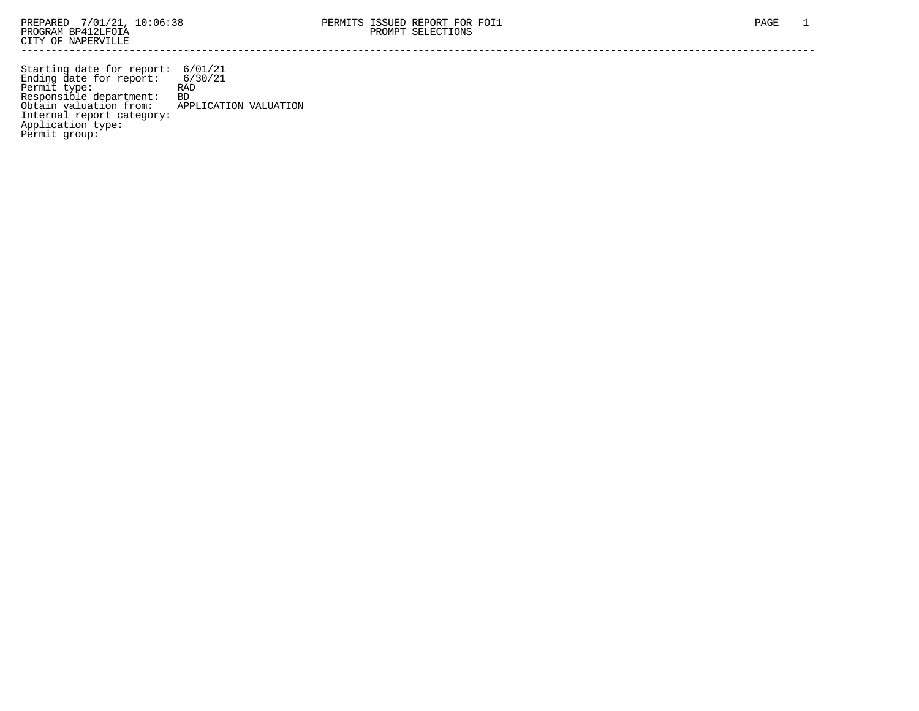PREPARED 7/01/21, 10:06:38
PROGRAM BP412LFOIA
CITY OF NAPERVILLE

PERMITS ISSUED REPORT FOR FOI1
PROMPT SELECTIONS

---

Starting date for report: 6/01/21
Ending date for report: 6/30/21
Permit type: RAD
Responsible department: BD
Obtain valuation from: APPLICATION VALUATION
Internal report category:
Application type:
Permit group: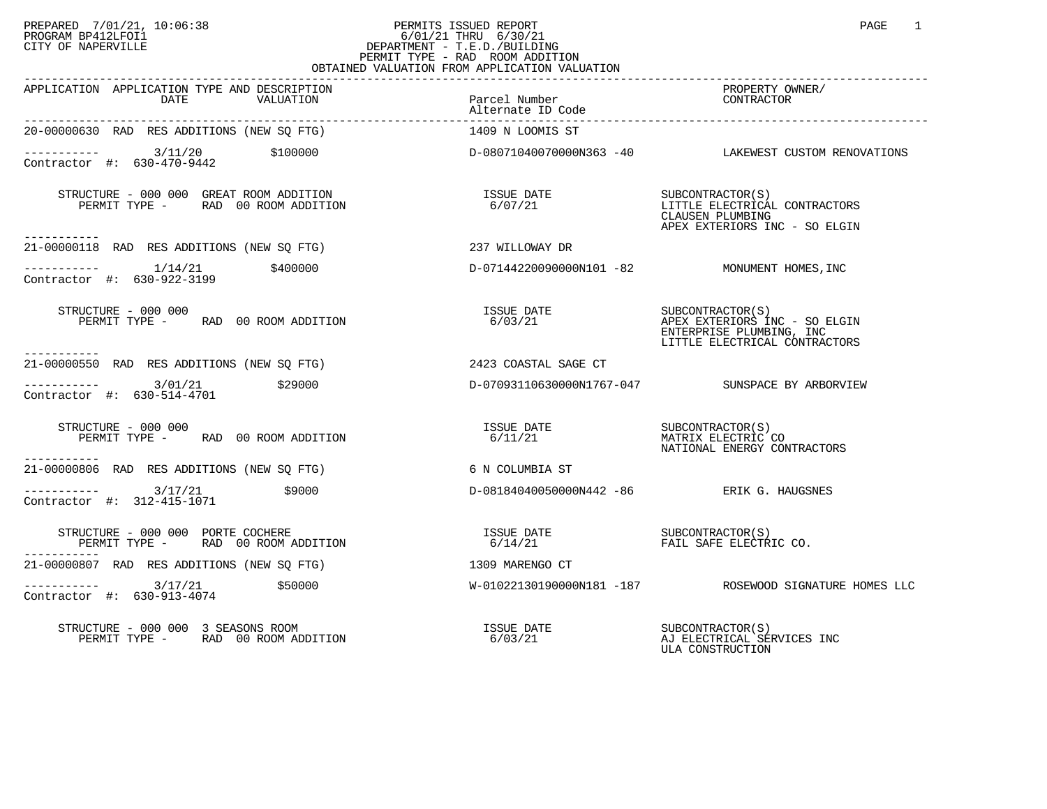PREPARED 7/01/21, 10:06:38
PROGRAM BP412LFOI1
CITY OF NAPERVILLE

# PERMITS ISSUED REPORT

6/01/21 THRU 6/30/21
DEPARTMENT - T.E.D./BUILDING
PERMIT TYPE - RAD ROOM ADDITION
OBTAINED VALUATION FROM APPLICATION VALUATION

| APPLICATION | APPLICATION TYPE AND DESCRIPTION | DATE | VALUATION | Parcel Number / Alternate ID Code | PROPERTY OWNER/ CONTRACTOR |
|---|---|---|---|---|---|
| 20-00000630 | RAD RES ADDITIONS (NEW SQ FTG) | 3/11/20 | $100000 | 1409 N LOOMIS ST / D-08071040070000N363 -40 | LAKEWEST CUSTOM RENOVATIONS |
| 21-00000118 | RAD RES ADDITIONS (NEW SQ FTG) | 1/14/21 | $400000 | 237 WILLOWAY DR / D-07144220090000N101 -82 | MONUMENT HOMES,INC |
| 21-00000550 | RAD RES ADDITIONS (NEW SQ FTG) | 3/01/21 | $29000 | 2423 COASTAL SAGE CT / D-07093110630000N1767-047 | SUNSPACE BY ARBORVIEW |
| 21-00000806 | RAD RES ADDITIONS (NEW SQ FTG) | 3/17/21 | $9000 | 6 N COLUMBIA ST / D-08184040050000N442 -86 | ERIK G. HAUGSNES |
| 21-00000807 | RAD RES ADDITIONS (NEW SQ FTG) | 3/17/21 | $50000 | 1309 MARENGO CT / W-01022130190000N181 -187 | ROSEWOOD SIGNATURE HOMES LLC |

**20-00000630** — Contractor #: 630-470-9442
STRUCTURE - 000 000 GREAT ROOM ADDITION
PERMIT TYPE - RAD 00 ROOM ADDITION
ISSUE DATE 6/07/21
SUBCONTRACTOR(S): LITTLE ELECTRICAL CONTRACTORS; CLAUSEN PLUMBING; APEX EXTERIORS INC - SO ELGIN

**21-00000118** — Contractor #: 630-922-3199
STRUCTURE - 000 000
PERMIT TYPE - RAD 00 ROOM ADDITION
ISSUE DATE 6/03/21
SUBCONTRACTOR(S): APEX EXTERIORS INC - SO ELGIN; ENTERPRISE PLUMBING, INC; LITTLE ELECTRICAL CONTRACTORS

**21-00000550** — Contractor #: 630-514-4701
STRUCTURE - 000 000
PERMIT TYPE - RAD 00 ROOM ADDITION
ISSUE DATE 6/11/21
SUBCONTRACTOR(S): MATRIX ELECTRIC CO; NATIONAL ENERGY CONTRACTORS

**21-00000806** — Contractor #: 312-415-1071
STRUCTURE - 000 000 PORTE COCHERE
PERMIT TYPE - RAD 00 ROOM ADDITION
ISSUE DATE 6/14/21
SUBCONTRACTOR(S): FAIL SAFE ELECTRIC CO.

**21-00000807** — Contractor #: 630-913-4074
STRUCTURE - 000 000 3 SEASONS ROOM
PERMIT TYPE - RAD 00 ROOM ADDITION
ISSUE DATE 6/03/21
SUBCONTRACTOR(S): AJ ELECTRICAL SERVICES INC; ULA CONSTRUCTION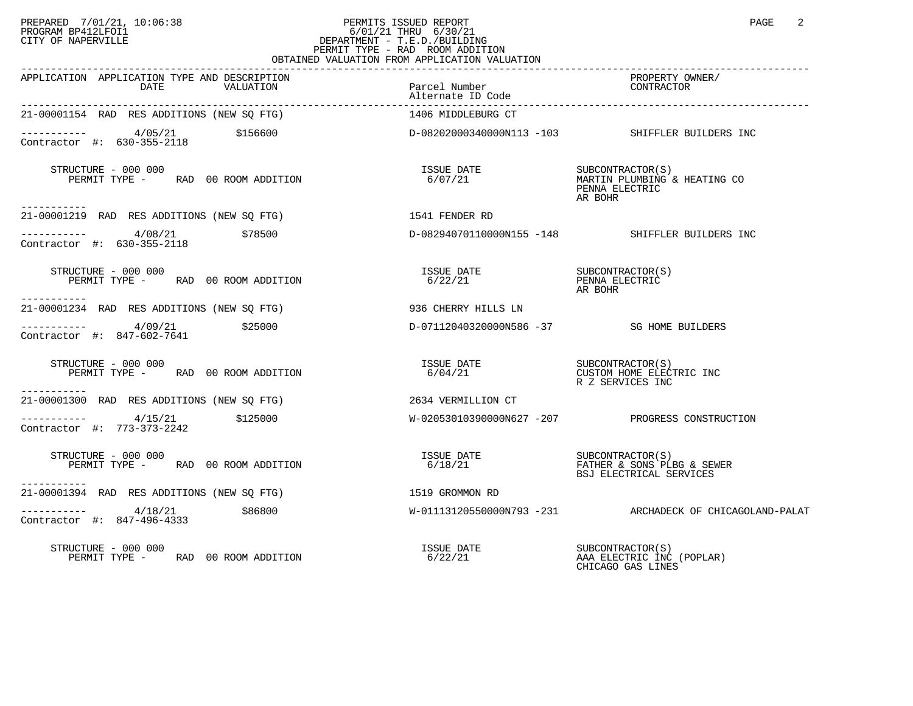PREPARED 7/01/21, 10:06:38
PROGRAM BP412LFOI1
CITY OF NAPERVILLE

PERMITS ISSUED REPORT
6/01/21 THRU 6/30/21
DEPARTMENT - T.E.D./BUILDING
PERMIT TYPE - RAD ROOM ADDITION
OBTAINED VALUATION FROM APPLICATION VALUATION

| APPLICATION | APPLICATION TYPE AND DESCRIPTION DATE | VALUATION | Parcel Number Alternate ID Code | PROPERTY OWNER/ CONTRACTOR |
|---|---|---|---|---|
| 21-00001154 | RAD RES ADDITIONS (NEW SQ FTG) | | 1406 MIDDLEBURG CT | |
| Contractor #: 630-355-2118 | 4/05/21 | $156600 | D-08202000340000N113 -103 | SHIFFLER BUILDERS INC |
| STRUCTURE - 000 000 PERMIT TYPE - RAD 00 ROOM ADDITION | | | ISSUE DATE 6/07/21 | SUBCONTRACTOR(S) MARTIN PLUMBING & HEATING CO PENNA ELECTRIC AR BOHR |
| 21-00001219 | RAD RES ADDITIONS (NEW SQ FTG) | | 1541 FENDER RD | |
| Contractor #: 630-355-2118 | 4/08/21 | $78500 | D-08294070110000N155 -148 | SHIFFLER BUILDERS INC |
| STRUCTURE - 000 000 PERMIT TYPE - RAD 00 ROOM ADDITION | | | ISSUE DATE 6/22/21 | SUBCONTRACTOR(S) PENNA ELECTRIC AR BOHR |
| 21-00001234 | RAD RES ADDITIONS (NEW SQ FTG) | | 936 CHERRY HILLS LN | |
| Contractor #: 847-602-7641 | 4/09/21 | $25000 | D-07112040320000N586 -37 | SG HOME BUILDERS |
| STRUCTURE - 000 000 PERMIT TYPE - RAD 00 ROOM ADDITION | | | ISSUE DATE 6/04/21 | SUBCONTRACTOR(S) CUSTOM HOME ELECTRIC INC R Z SERVICES INC |
| 21-00001300 | RAD RES ADDITIONS (NEW SQ FTG) | | 2634 VERMILLION CT | |
| Contractor #: 773-373-2242 | 4/15/21 | $125000 | W-02053010390000N627 -207 | PROGRESS CONSTRUCTION |
| STRUCTURE - 000 000 PERMIT TYPE - RAD 00 ROOM ADDITION | | | ISSUE DATE 6/18/21 | SUBCONTRACTOR(S) FATHER & SONS PLBG & SEWER BSJ ELECTRICAL SERVICES |
| 21-00001394 | RAD RES ADDITIONS (NEW SQ FTG) | | 1519 GROMMON RD | |
| Contractor #: 847-496-4333 | 4/18/21 | $86800 | W-01113120550000N793 -231 | ARCHADECK OF CHICAGOLAND-PALAT |
| STRUCTURE - 000 000 PERMIT TYPE - RAD 00 ROOM ADDITION | | | ISSUE DATE 6/22/21 | SUBCONTRACTOR(S) AAA ELECTRIC INC (POPLAR) CHICAGO GAS LINES |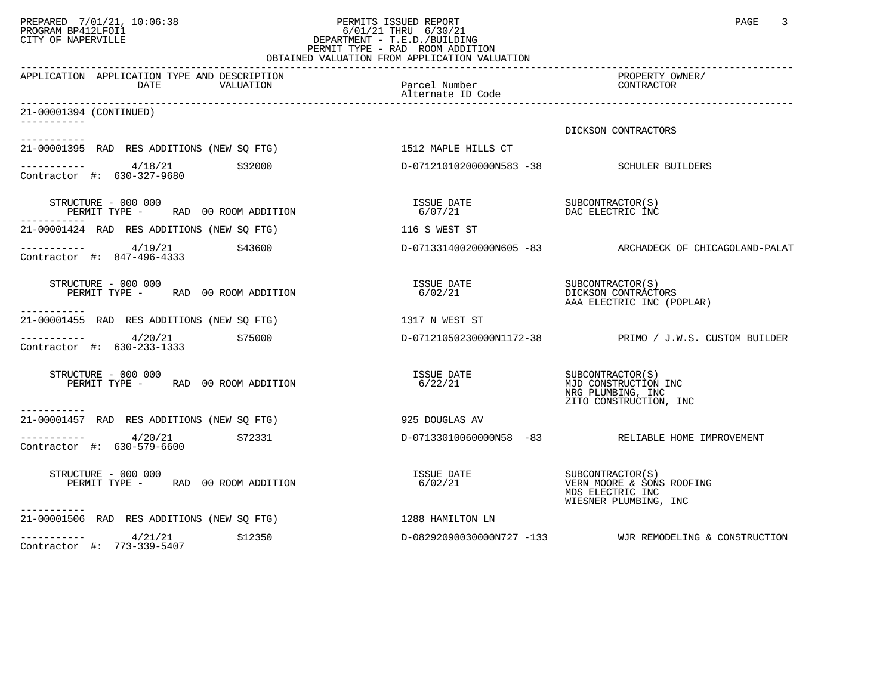PERMITS ISSUED REPORT
6/01/21 THRU 6/30/21
DEPARTMENT - T.E.D./BUILDING
PERMIT TYPE - RAD ROOM ADDITION
OBTAINED VALUATION FROM APPLICATION VALUATION

| APPLICATION | APPLICATION TYPE AND DESCRIPTION / DATE / VALUATION | Parcel Number / Alternate ID Code | PROPERTY OWNER/ CONTRACTOR |
|---|---|---|---|
| 21-00001394 (CONTINUED) | | | DICKSON CONTRACTORS |
| 21-00001395 | RAD RES ADDITIONS (NEW SQ FTG) | 1512 MAPLE HILLS CT | |
| | 4/18/21 $32000 | D-07121010200000N583 -38 | SCHULER BUILDERS |
| Contractor #: 630-327-9680 | | | |
| | STRUCTURE - 000 000 PERMIT TYPE - RAD 00 ROOM ADDITION | ISSUE DATE 6/07/21 | SUBCONTRACTOR(S) DAC ELECTRIC INC |
| 21-00001424 | RAD RES ADDITIONS (NEW SQ FTG) | 116 S WEST ST | |
| | 4/19/21 $43600 | D-07133140020000N605 -83 | ARCHADECK OF CHICAGOLAND-PALAT |
| Contractor #: 847-496-4333 | | | |
| | STRUCTURE - 000 000 PERMIT TYPE - RAD 00 ROOM ADDITION | ISSUE DATE 6/02/21 | SUBCONTRACTOR(S) DICKSON CONTRACTORS AAA ELECTRIC INC (POPLAR) |
| 21-00001455 | RAD RES ADDITIONS (NEW SQ FTG) | 1317 N WEST ST | |
| | 4/20/21 $75000 | D-07121050230000N1172-38 | PRIMO / J.W.S. CUSTOM BUILDER |
| Contractor #: 630-233-1333 | | | |
| | STRUCTURE - 000 000 PERMIT TYPE - RAD 00 ROOM ADDITION | ISSUE DATE 6/22/21 | SUBCONTRACTOR(S) MJD CONSTRUCTION INC NRG PLUMBING, INC ZITO CONSTRUCTION, INC |
| 21-00001457 | RAD RES ADDITIONS (NEW SQ FTG) | 925 DOUGLAS AV | |
| | 4/20/21 $72331 | D-07133010060000N58 -83 | RELIABLE HOME IMPROVEMENT |
| Contractor #: 630-579-6600 | | | |
| | STRUCTURE - 000 000 PERMIT TYPE - RAD 00 ROOM ADDITION | ISSUE DATE 6/02/21 | SUBCONTRACTOR(S) VERN MOORE & SONS ROOFING MDS ELECTRIC INC WIESNER PLUMBING, INC |
| 21-00001506 | RAD RES ADDITIONS (NEW SQ FTG) | 1288 HAMILTON LN | |
| | 4/21/21 $12350 | D-08292090030000N727 -133 | WJR REMODELING & CONSTRUCTION |
| Contractor #: 773-339-5407 | | | |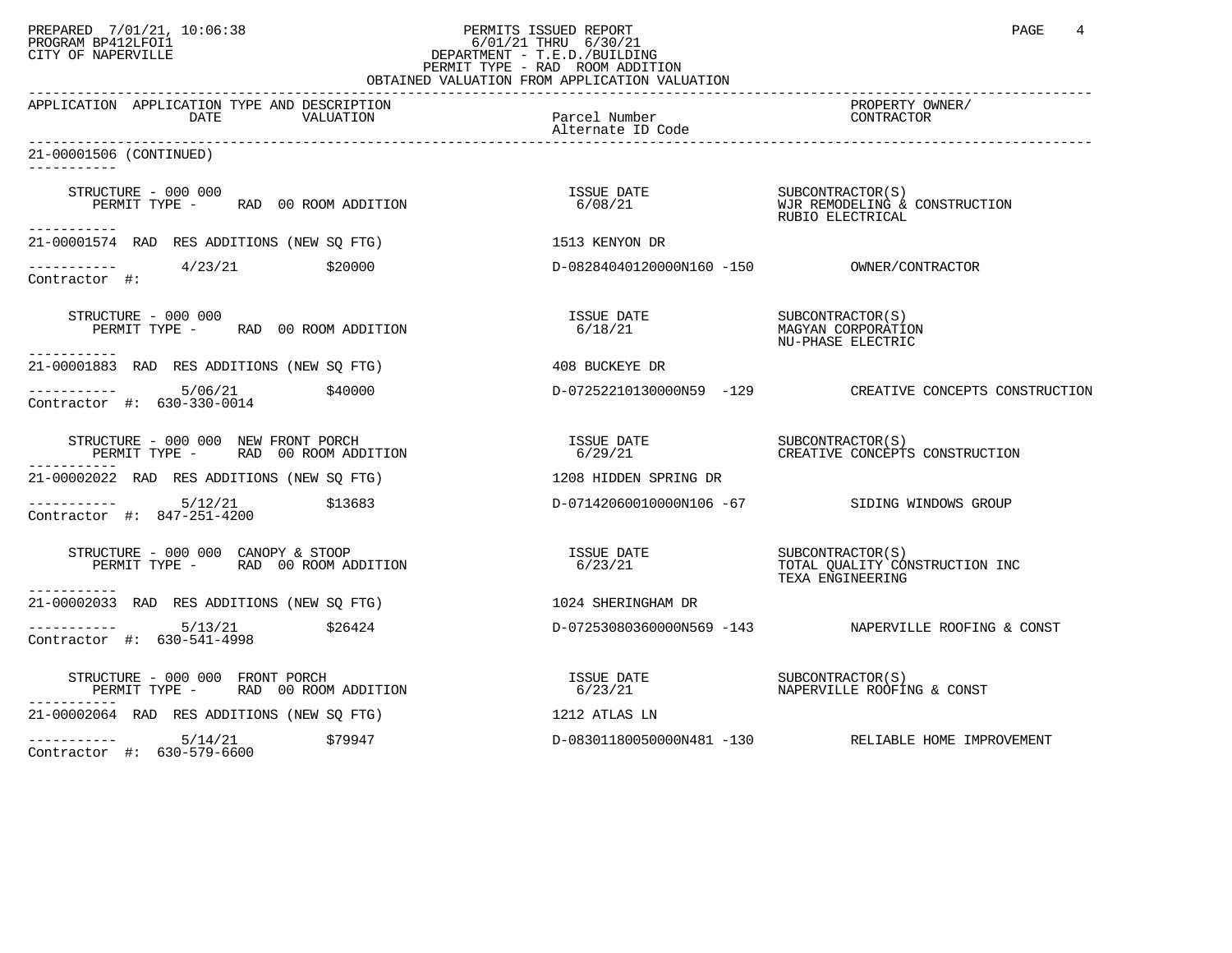PREPARED 7/01/21, 10:06:38 PERMITS ISSUED REPORT
PROGRAM BP412LFOI1 6/01/21 THRU 6/30/21
CITY OF NAPERVILLE DEPARTMENT - T.E.D./BUILDING
PERMIT TYPE - RAD ROOM ADDITION
OBTAINED VALUATION FROM APPLICATION VALUATION

| APPLICATION | APPLICATION TYPE AND DESCRIPTION DATE | VALUATION | Parcel Number / Alternate ID Code | PROPERTY OWNER/ CONTRACTOR |
|---|---|---|---|---|

**21-00001506 (CONTINUED)**

STRUCTURE - 000 000
PERMIT TYPE - RAD 00 ROOM ADDITION
ISSUE DATE 6/08/21
SUBCONTRACTOR(S): WJR REMODELING & CONSTRUCTION; RUBIO ELECTRICAL

---

**21-00001574** RAD RES ADDITIONS (NEW SQ FTG) — 1513 KENYON DR
4/23/21 — $20000 — D-08284040120000N160 -150 — OWNER/CONTRACTOR
Contractor #:

STRUCTURE - 000 000
PERMIT TYPE - RAD 00 ROOM ADDITION
ISSUE DATE 6/18/21
SUBCONTRACTOR(S): MAGYAN CORPORATION; NU-PHASE ELECTRIC

---

**21-00001883** RAD RES ADDITIONS (NEW SQ FTG) — 408 BUCKEYE DR
5/06/21 — $40000 — D-07252210130000N59 -129 — CREATIVE CONCEPTS CONSTRUCTION
Contractor #: 630-330-0014

STRUCTURE - 000 000 NEW FRONT PORCH
PERMIT TYPE - RAD 00 ROOM ADDITION
ISSUE DATE 6/29/21
SUBCONTRACTOR(S): CREATIVE CONCEPTS CONSTRUCTION

---

**21-00002022** RAD RES ADDITIONS (NEW SQ FTG) — 1208 HIDDEN SPRING DR
5/12/21 — $13683 — D-07142060010000N106 -67 — SIDING WINDOWS GROUP
Contractor #: 847-251-4200

STRUCTURE - 000 000 CANOPY & STOOP
PERMIT TYPE - RAD 00 ROOM ADDITION
ISSUE DATE 6/23/21
SUBCONTRACTOR(S): TOTAL QUALITY CONSTRUCTION INC; TEXA ENGINEERING

---

**21-00002033** RAD RES ADDITIONS (NEW SQ FTG) — 1024 SHERINGHAM DR
5/13/21 — $26424 — D-07253080360000N569 -143 — NAPERVILLE ROOFING & CONST
Contractor #: 630-541-4998

STRUCTURE - 000 000 FRONT PORCH
PERMIT TYPE - RAD 00 ROOM ADDITION
ISSUE DATE 6/23/21
SUBCONTRACTOR(S): NAPERVILLE ROOFING & CONST

---

**21-00002064** RAD RES ADDITIONS (NEW SQ FTG) — 1212 ATLAS LN
5/14/21 — $79947 — D-08301180050000N481 -130 — RELIABLE HOME IMPROVEMENT
Contractor #: 630-579-6600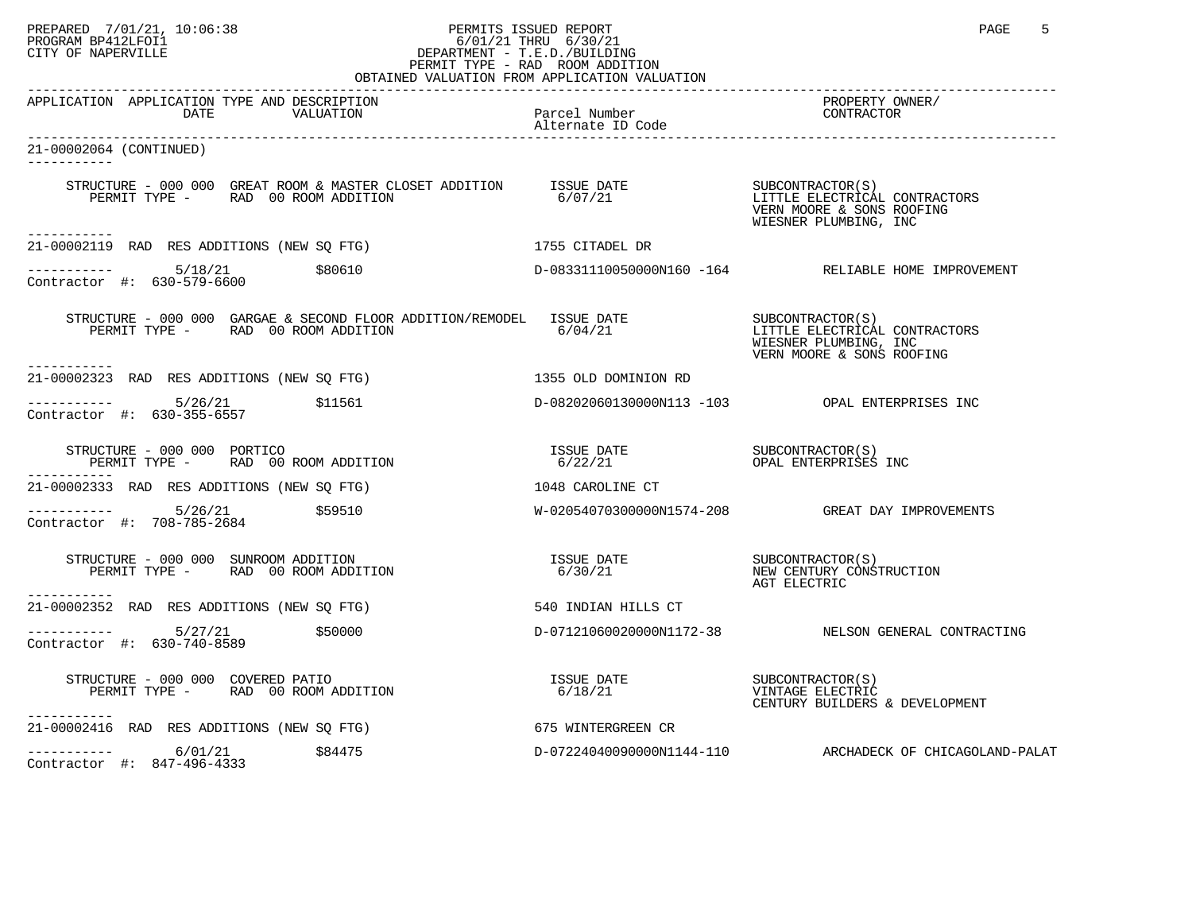APPLICATION APPLICATION TYPE AND DESCRIPTION DATE VALUATION | Parcel Number / Alternate ID Code | PROPERTY OWNER/ CONTRACTOR

21-00002064 (CONTINUED)

```
STRUCTURE - 000 000  GREAT ROOM & MASTER CLOSET ADDITION      ISSUE DATE          SUBCONTRACTOR(S)
    PERMIT TYPE -     RAD  00 ROOM ADDITION                   6/07/21             LITTLE ELECTRICAL CONTRACTORS
                                                                                  VERN MOORE & SONS ROOFING
                                                                                  WIESNER PLUMBING, INC

21-00002119  RAD  RES ADDITIONS (NEW SQ FTG)                  1755 CITADEL DR
             5/18/21          $80610                          D-08331110050000N160 -164      RELIABLE HOME IMPROVEMENT
Contractor #:  630-579-6600

STRUCTURE - 000 000  GARGAE & SECOND FLOOR ADDITION/REMODEL   ISSUE DATE          SUBCONTRACTOR(S)
    PERMIT TYPE -     RAD  00 ROOM ADDITION                   6/04/21             LITTLE ELECTRICAL CONTRACTORS
                                                                                  WIESNER PLUMBING, INC
                                                                                  VERN MOORE & SONS ROOFING

21-00002323  RAD  RES ADDITIONS (NEW SQ FTG)                  1355 OLD DOMINION RD
             5/26/21          $11561                          D-08202060130000N113 -103      OPAL ENTERPRISES INC
Contractor #:  630-355-6557

STRUCTURE - 000 000  PORTICO                                  ISSUE DATE          SUBCONTRACTOR(S)
    PERMIT TYPE -     RAD  00 ROOM ADDITION                   6/22/21             OPAL ENTERPRISES INC

21-00002333  RAD  RES ADDITIONS (NEW SQ FTG)                  1048 CAROLINE CT
             5/26/21          $59510                          W-02054070300000N1574-208      GREAT DAY IMPROVEMENTS
Contractor #:  708-785-2684

STRUCTURE - 000 000  SUNROOM ADDITION                         ISSUE DATE          SUBCONTRACTOR(S)
    PERMIT TYPE -     RAD  00 ROOM ADDITION                   6/30/21             NEW CENTURY CONSTRUCTION
                                                                                  AGT ELECTRIC

21-00002352  RAD  RES ADDITIONS (NEW SQ FTG)                  540 INDIAN HILLS CT
             5/27/21          $50000                          D-07121060020000N1172-38       NELSON GENERAL CONTRACTING
Contractor #:  630-740-8589

STRUCTURE - 000 000  COVERED PATIO                            ISSUE DATE          SUBCONTRACTOR(S)
    PERMIT TYPE -     RAD  00 ROOM ADDITION                   6/18/21             VINTAGE ELECTRIC
                                                                                  CENTURY BUILDERS & DEVELOPMENT

21-00002416  RAD  RES ADDITIONS (NEW SQ FTG)                  675 WINTERGREEN CR
             6/01/21          $84475                          D-07224040090000N1144-110      ARCHADECK OF CHICAGOLAND-PALAT
Contractor #:  847-496-4333
```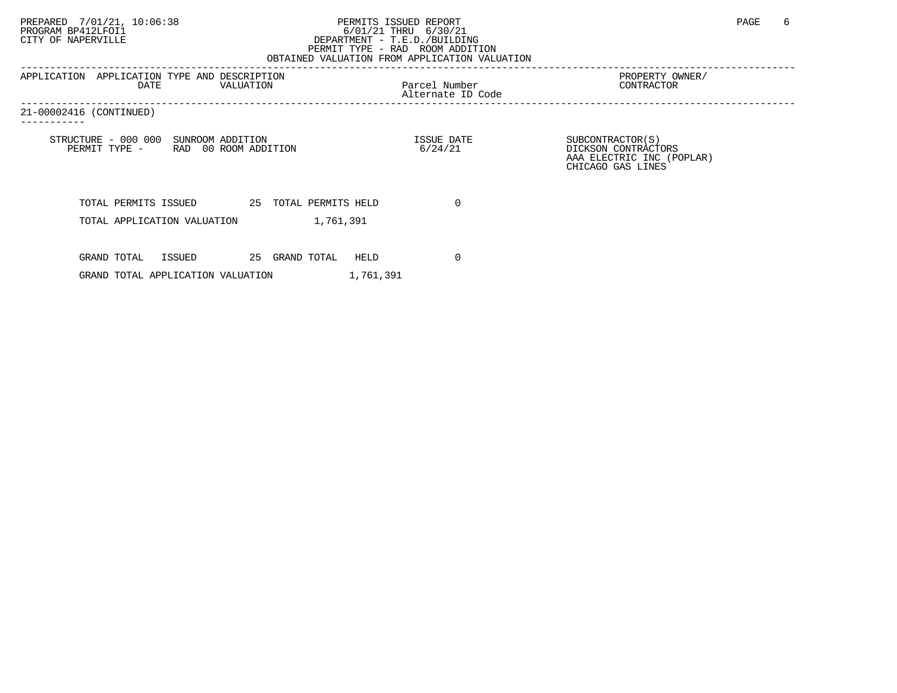PREPARED 7/01/21, 10:06:38
PROGRAM BP412LFOI1
CITY OF NAPERVILLE

PERMITS ISSUED REPORT
6/01/21 THRU 6/30/21
DEPARTMENT - T.E.D./BUILDING
PERMIT TYPE - RAD ROOM ADDITION
OBTAINED VALUATION FROM APPLICATION VALUATION

| APPLICATION | APPLICATION TYPE AND DESCRIPTION DATE | VALUATION | Parcel Number Alternate ID Code | PROPERTY OWNER/ CONTRACTOR |
|---|---|---|---|---|

21-00002416 (CONTINUED)

STRUCTURE - 000 000 SUNROOM ADDITION
PERMIT TYPE - RAD 00 ROOM ADDITION

ISSUE DATE
6/24/21

SUBCONTRACTOR(S)
DICKSON CONTRACTORS
AAA ELECTRIC INC (POPLAR)
CHICAGO GAS LINES

TOTAL PERMITS ISSUED 25 TOTAL PERMITS HELD 0

TOTAL APPLICATION VALUATION 1,761,391

GRAND TOTAL ISSUED 25 GRAND TOTAL HELD 0

GRAND TOTAL APPLICATION VALUATION 1,761,391